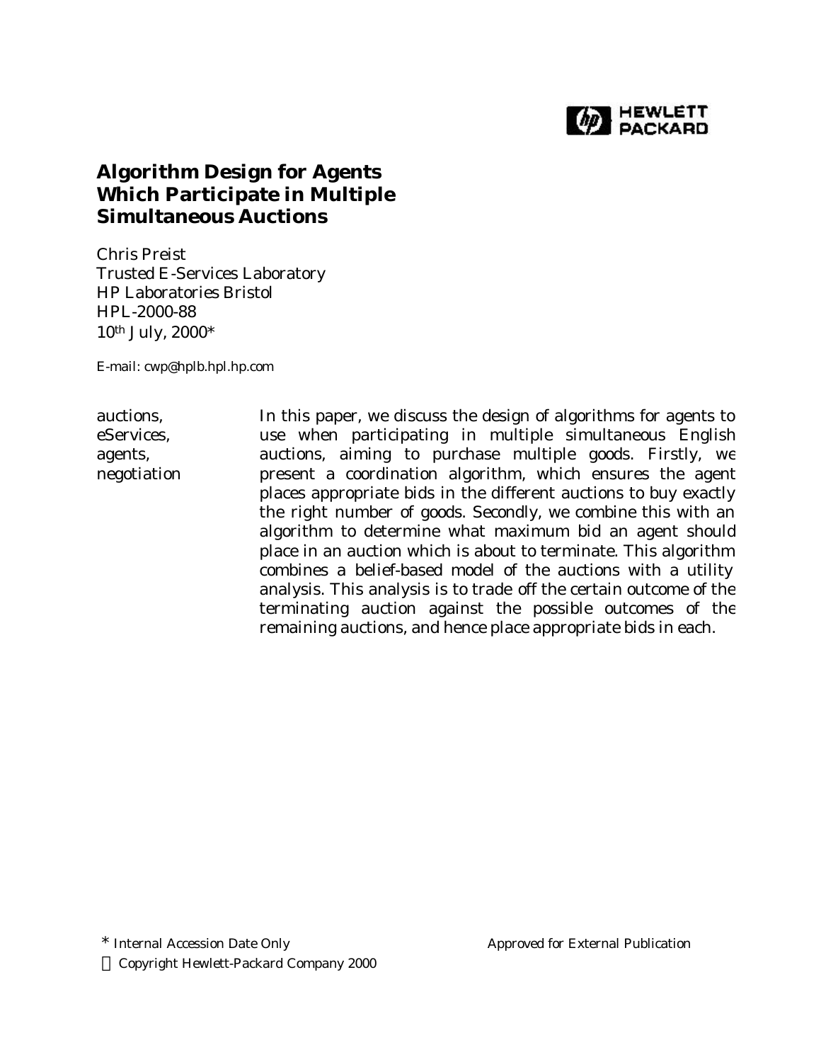# Algorithm Design for Agents Which Participate in Multiple Simultaneous Auctions

Chris Preist
Trusted E-Services Laboratory
HP Laboratories Bristol
HPL-2000-88
10th July, 2000*

E-mail: cwp@hplb.hpl.hp.com

auctions, eServices, agents, negotiation

In this paper, we discuss the design of algorithms for agents to use when participating in multiple simultaneous English auctions, aiming to purchase multiple goods. Firstly, we present a coordination algorithm, which ensures the agent places appropriate bids in the different auctions to buy exactly the right number of goods. Secondly, we combine this with an algorithm to determine what maximum bid an agent should place in an auction which is about to terminate. This algorithm combines a belief-based model of the auctions with a utility analysis. This analysis is to trade off the certain outcome of the terminating auction against the possible outcomes of the remaining auctions, and hence place appropriate bids in each.

\* Internal Accession Date Only

Approved for External Publication

© Copyright Hewlett-Packard Company 2000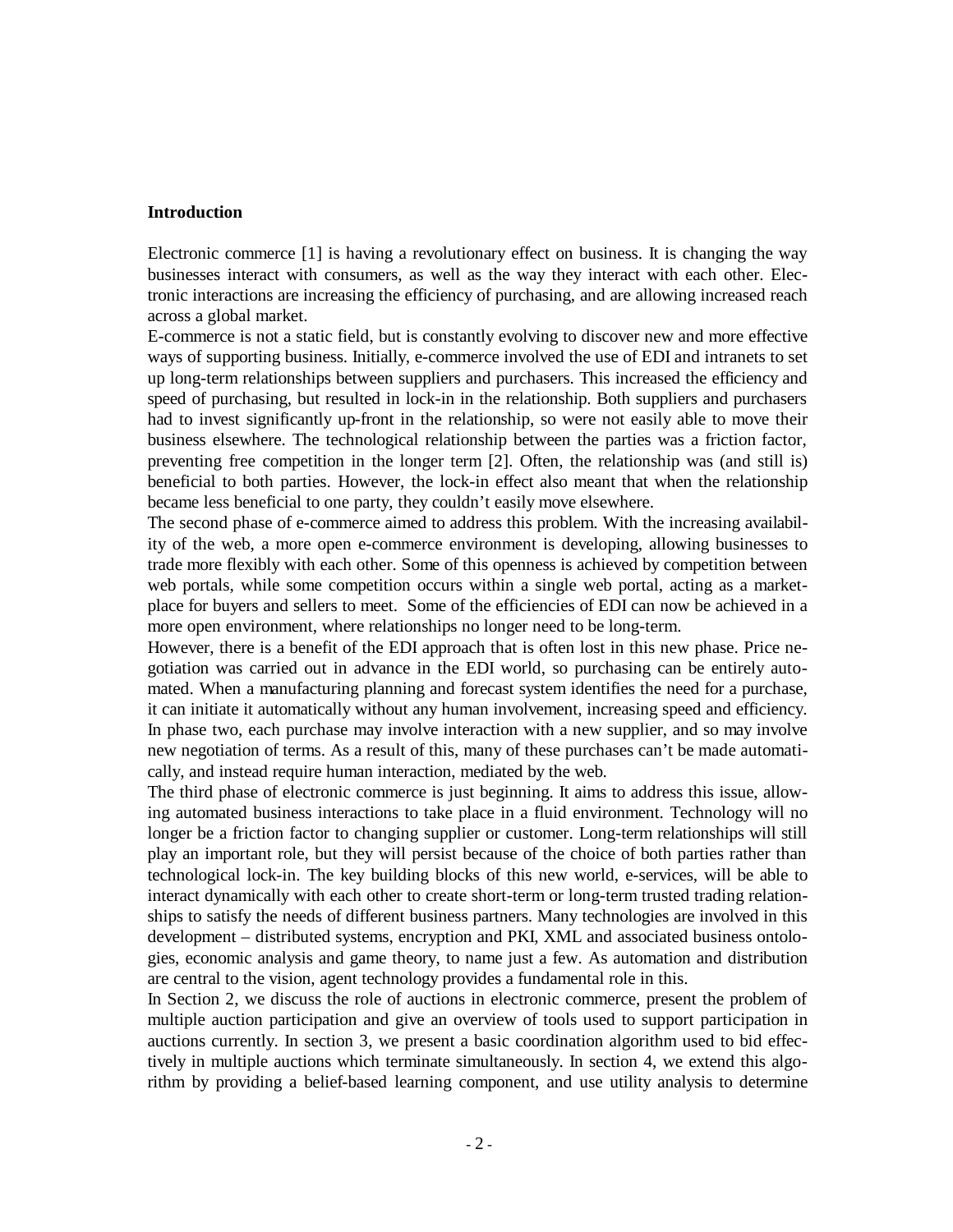## Introduction

Electronic commerce [1] is having a revolutionary effect on business. It is changing the way businesses interact with consumers, as well as the way they interact with each other. Electronic interactions are increasing the efficiency of purchasing, and are allowing increased reach across a global market.

E-commerce is not a static field, but is constantly evolving to discover new and more effective ways of supporting business. Initially, e-commerce involved the use of EDI and intranets to set up long-term relationships between suppliers and purchasers. This increased the efficiency and speed of purchasing, but resulted in lock-in in the relationship. Both suppliers and purchasers had to invest significantly up-front in the relationship, so were not easily able to move their business elsewhere. The technological relationship between the parties was a friction factor, preventing free competition in the longer term [2]. Often, the relationship was (and still is) beneficial to both parties. However, the lock-in effect also meant that when the relationship became less beneficial to one party, they couldn't easily move elsewhere.

The second phase of e-commerce aimed to address this problem. With the increasing availability of the web, a more open e-commerce environment is developing, allowing businesses to trade more flexibly with each other. Some of this openness is achieved by competition between web portals, while some competition occurs within a single web portal, acting as a marketplace for buyers and sellers to meet. Some of the efficiencies of EDI can now be achieved in a more open environment, where relationships no longer need to be long-term.

However, there is a benefit of the EDI approach that is often lost in this new phase. Price negotiation was carried out in advance in the EDI world, so purchasing can be entirely automated. When a manufacturing planning and forecast system identifies the need for a purchase, it can initiate it automatically without any human involvement, increasing speed and efficiency. In phase two, each purchase may involve interaction with a new supplier, and so may involve new negotiation of terms. As a result of this, many of these purchases can't be made automatically, and instead require human interaction, mediated by the web.

The third phase of electronic commerce is just beginning. It aims to address this issue, allowing automated business interactions to take place in a fluid environment. Technology will no longer be a friction factor to changing supplier or customer. Long-term relationships will still play an important role, but they will persist because of the choice of both parties rather than technological lock-in. The key building blocks of this new world, e-services, will be able to interact dynamically with each other to create short-term or long-term trusted trading relationships to satisfy the needs of different business partners. Many technologies are involved in this development – distributed systems, encryption and PKI, XML and associated business ontologies, economic analysis and game theory, to name just a few. As automation and distribution are central to the vision, agent technology provides a fundamental role in this.

In Section 2, we discuss the role of auctions in electronic commerce, present the problem of multiple auction participation and give an overview of tools used to support participation in auctions currently. In section 3, we present a basic coordination algorithm used to bid effectively in multiple auctions which terminate simultaneously. In section 4, we extend this algorithm by providing a belief-based learning component, and use utility analysis to determine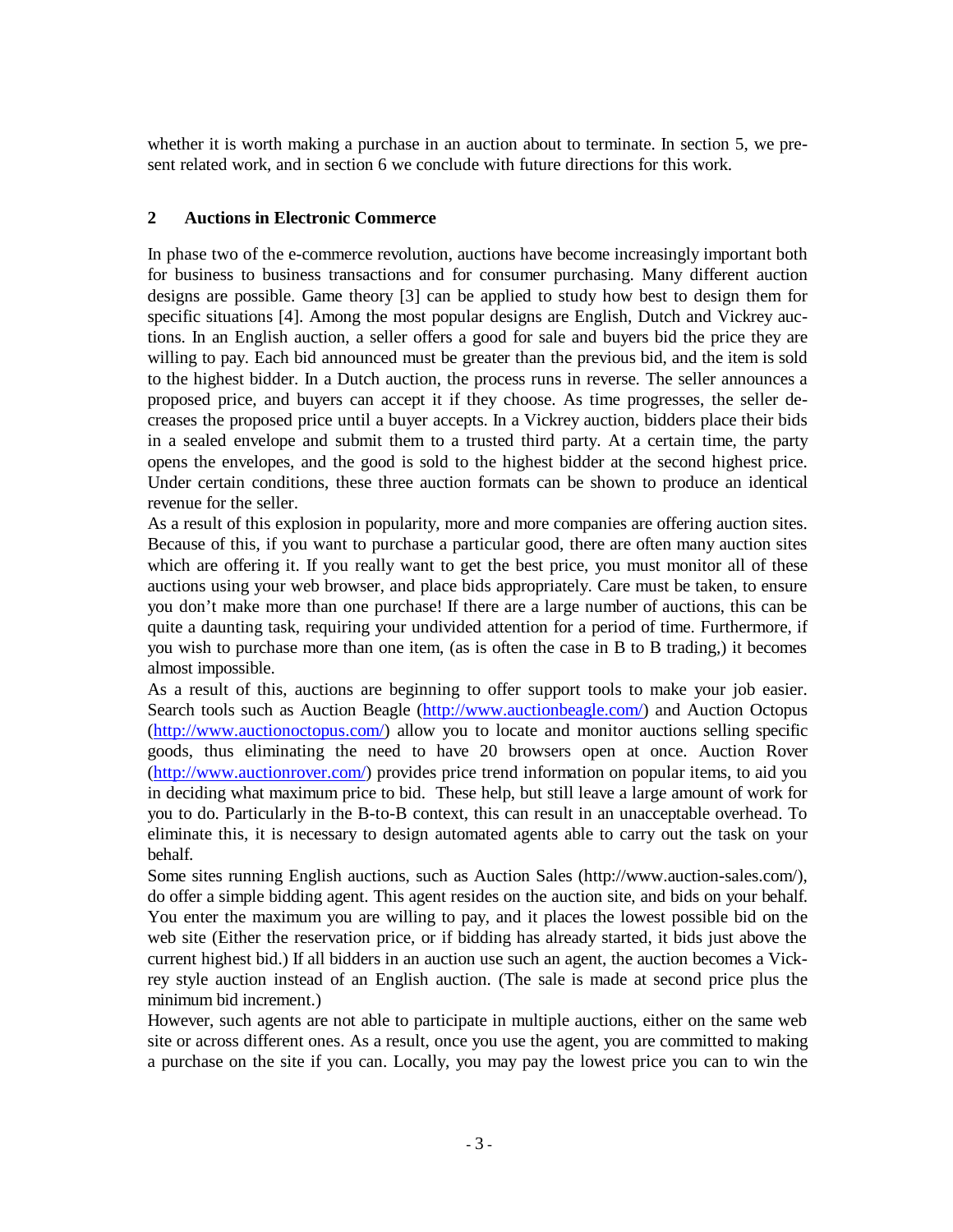whether it is worth making a purchase in an auction about to terminate. In section 5, we present related work, and in section 6 we conclude with future directions for this work.

## 2 Auctions in Electronic Commerce

In phase two of the e-commerce revolution, auctions have become increasingly important both for business to business transactions and for consumer purchasing. Many different auction designs are possible. Game theory [3] can be applied to study how best to design them for specific situations [4]. Among the most popular designs are English, Dutch and Vickrey auctions. In an English auction, a seller offers a good for sale and buyers bid the price they are willing to pay. Each bid announced must be greater than the previous bid, and the item is sold to the highest bidder. In a Dutch auction, the process runs in reverse. The seller announces a proposed price, and buyers can accept it if they choose. As time progresses, the seller decreases the proposed price until a buyer accepts. In a Vickrey auction, bidders place their bids in a sealed envelope and submit them to a trusted third party. At a certain time, the party opens the envelopes, and the good is sold to the highest bidder at the second highest price. Under certain conditions, these three auction formats can be shown to produce an identical revenue for the seller.

As a result of this explosion in popularity, more and more companies are offering auction sites. Because of this, if you want to purchase a particular good, there are often many auction sites which are offering it. If you really want to get the best price, you must monitor all of these auctions using your web browser, and place bids appropriately. Care must be taken, to ensure you don't make more than one purchase! If there are a large number of auctions, this can be quite a daunting task, requiring your undivided attention for a period of time. Furthermore, if you wish to purchase more than one item, (as is often the case in B to B trading,) it becomes almost impossible.

As a result of this, auctions are beginning to offer support tools to make your job easier. Search tools such as Auction Beagle (http://www.auctionbeagle.com/) and Auction Octopus (http://www.auctionoctopus.com/) allow you to locate and monitor auctions selling specific goods, thus eliminating the need to have 20 browsers open at once. Auction Rover (http://www.auctionrover.com/) provides price trend information on popular items, to aid you in deciding what maximum price to bid. These help, but still leave a large amount of work for you to do. Particularly in the B-to-B context, this can result in an unacceptable overhead. To eliminate this, it is necessary to design automated agents able to carry out the task on your behalf.

Some sites running English auctions, such as Auction Sales (http://www.auction-sales.com/), do offer a simple bidding agent. This agent resides on the auction site, and bids on your behalf. You enter the maximum you are willing to pay, and it places the lowest possible bid on the web site (Either the reservation price, or if bidding has already started, it bids just above the current highest bid.) If all bidders in an auction use such an agent, the auction becomes a Vickrey style auction instead of an English auction. (The sale is made at second price plus the minimum bid increment.)

However, such agents are not able to participate in multiple auctions, either on the same web site or across different ones. As a result, once you use the agent, you are committed to making a purchase on the site if you can. Locally, you may pay the lowest price you can to win the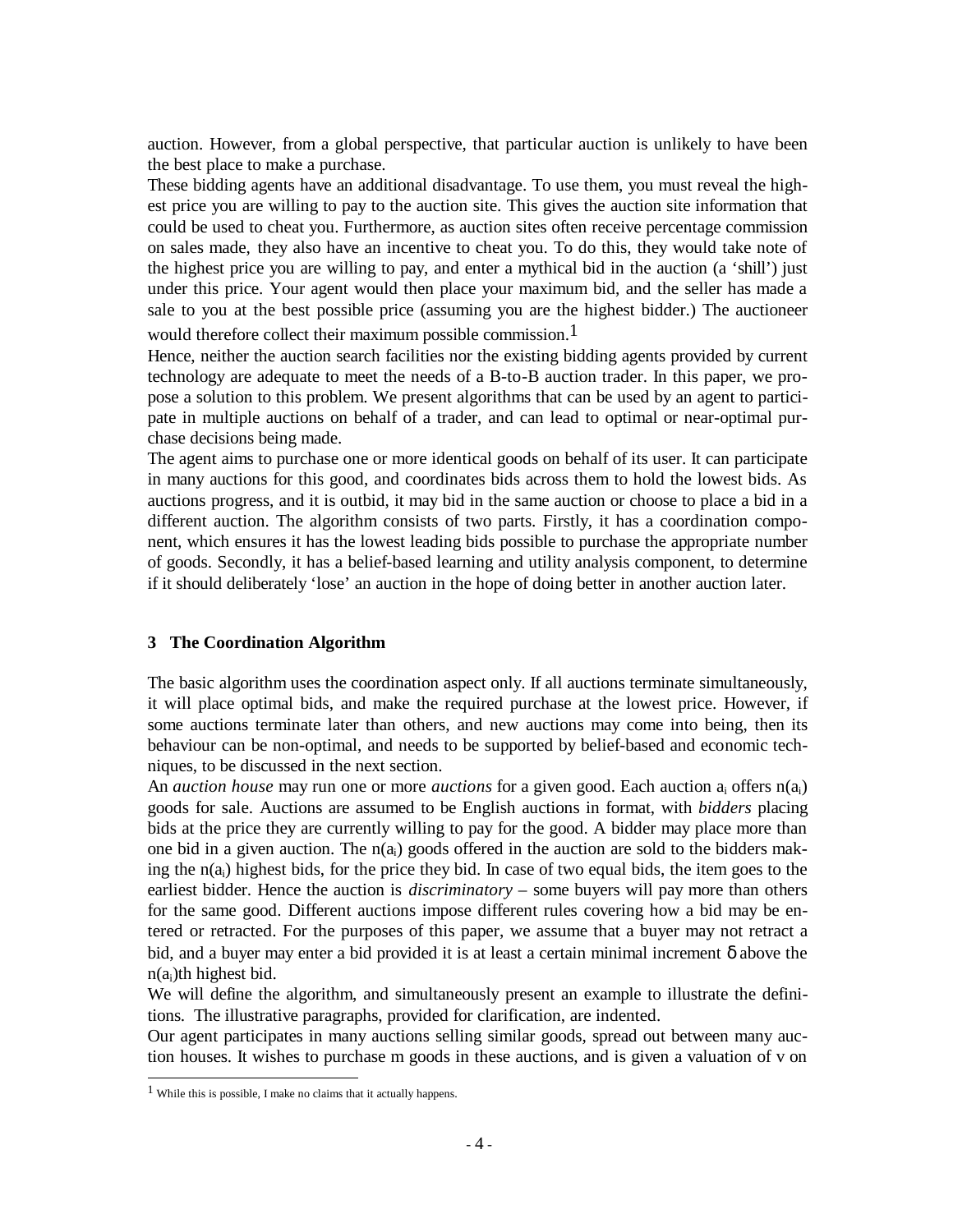auction. However, from a global perspective, that particular auction is unlikely to have been the best place to make a purchase.

These bidding agents have an additional disadvantage. To use them, you must reveal the highest price you are willing to pay to the auction site. This gives the auction site information that could be used to cheat you. Furthermore, as auction sites often receive percentage commission on sales made, they also have an incentive to cheat you. To do this, they would take note of the highest price you are willing to pay, and enter a mythical bid in the auction (a 'shill') just under this price. Your agent would then place your maximum bid, and the seller has made a sale to you at the best possible price (assuming you are the highest bidder.) The auctioneer would therefore collect their maximum possible commission.[1]

Hence, neither the auction search facilities nor the existing bidding agents provided by current technology are adequate to meet the needs of a B-to-B auction trader. In this paper, we propose a solution to this problem. We present algorithms that can be used by an agent to participate in multiple auctions on behalf of a trader, and can lead to optimal or near-optimal purchase decisions being made.

The agent aims to purchase one or more identical goods on behalf of its user. It can participate in many auctions for this good, and coordinates bids across them to hold the lowest bids. As auctions progress, and it is outbid, it may bid in the same auction or choose to place a bid in a different auction. The algorithm consists of two parts. Firstly, it has a coordination component, which ensures it has the lowest leading bids possible to purchase the appropriate number of goods. Secondly, it has a belief-based learning and utility analysis component, to determine if it should deliberately 'lose' an auction in the hope of doing better in another auction later.

## 3 The Coordination Algorithm

The basic algorithm uses the coordination aspect only. If all auctions terminate simultaneously, it will place optimal bids, and make the required purchase at the lowest price. However, if some auctions terminate later than others, and new auctions may come into being, then its behaviour can be non-optimal, and needs to be supported by belief-based and economic techniques, to be discussed in the next section.

An *auction house* may run one or more *auctions* for a given good. Each auction $a_i$ offers $n(a_i)$ goods for sale. Auctions are assumed to be English auctions in format, with *bidders* placing bids at the price they are currently willing to pay for the good. A bidder may place more than one bid in a given auction. The $n(a_i)$ goods offered in the auction are sold to the bidders making the $n(a_i)$ highest bids, for the price they bid. In case of two equal bids, the item goes to the earliest bidder. Hence the auction is *discriminatory* – some buyers will pay more than others for the same good. Different auctions impose different rules covering how a bid may be entered or retracted. For the purposes of this paper, we assume that a buyer may not retract a bid, and a buyer may enter a bid provided it is at least a certain minimal increment $\delta$ above the $n(a_i)$th highest bid.

We will define the algorithm, and simultaneously present an example to illustrate the definitions. The illustrative paragraphs, provided for clarification, are indented.

Our agent participates in many auctions selling similar goods, spread out between many auction houses. It wishes to purchase m goods in these auctions, and is given a valuation of v on

[1] While this is possible, I make no claims that it actually happens.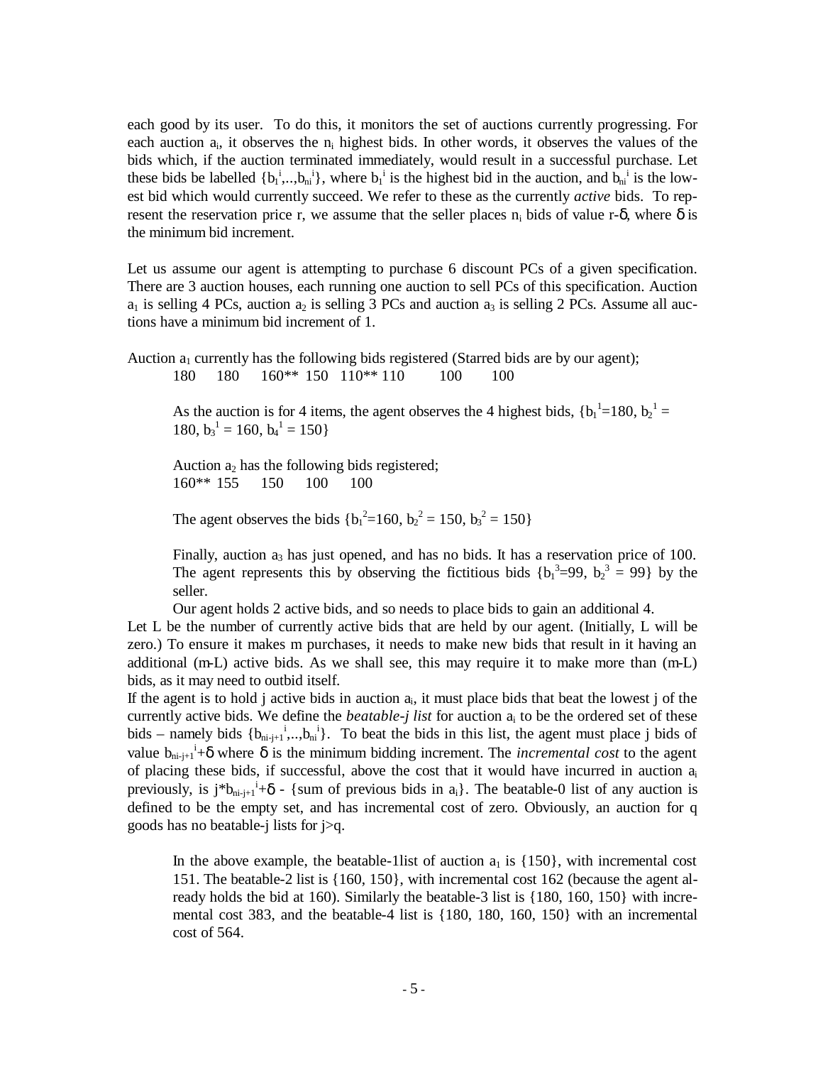each good by its user. To do this, it monitors the set of auctions currently progressing. For each auction $a_i$, it observes the $n_i$ highest bids. In other words, it observes the values of the bids which, if the auction terminated immediately, would result in a successful purchase. Let these bids be labelled $\{b_1^i,..,b_{ni}^i\}$, where $b_1^i$ is the highest bid in the auction, and $b_{ni}^i$ is the lowest bid which would currently succeed. We refer to these as the currently *active* bids. To represent the reservation price r, we assume that the seller places $n_i$ bids of value r-δ, where δ is the minimum bid increment.

Let us assume our agent is attempting to purchase 6 discount PCs of a given specification. There are 3 auction houses, each running one auction to sell PCs of this specification. Auction $a_1$ is selling 4 PCs, auction $a_2$ is selling 3 PCs and auction $a_3$ is selling 2 PCs. Assume all auctions have a minimum bid increment of 1.

Auction $a_1$ currently has the following bids registered (Starred bids are by our agent);

> 180 180 160** 150 110** 110 100 100
>
> As the auction is for 4 items, the agent observes the 4 highest bids, $\{b_1^1=180, b_2^1 = 180, b_3^1 = 160, b_4^1 = 150\}$
>
> Auction $a_2$ has the following bids registered;
>
> 160** 155 150 100 100
>
> The agent observes the bids $\{b_1^2=160, b_2^2 = 150, b_3^2 = 150\}$
>
> Finally, auction $a_3$ has just opened, and has no bids. It has a reservation price of 100. The agent represents this by observing the fictitious bids $\{b_1^3=99, b_2^3 = 99\}$ by the seller.
>
> Our agent holds 2 active bids, and so needs to place bids to gain an additional 4.

Let L be the number of currently active bids that are held by our agent. (Initially, L will be zero.) To ensure it makes m purchases, it needs to make new bids that result in it having an additional (m-L) active bids. As we shall see, this may require it to make more than (m-L) bids, as it may need to outbid itself.

If the agent is to hold j active bids in auction $a_i$, it must place bids that beat the lowest j of the currently active bids. We define the *beatable-j list* for auction $a_i$ to be the ordered set of these bids – namely bids $\{b_{ni-j+1}^i,..,b_{ni}^i\}$. To beat the bids in this list, the agent must place j bids of value $b_{ni-j+1}^i+δ$ where δ is the minimum bidding increment. The *incremental cost* to the agent of placing these bids, if successful, above the cost that it would have incurred in auction $a_i$ previously, is $j*b_{ni-j+1}^i+δ$ - {sum of previous bids in $a_i$}. The beatable-0 list of any auction is defined to be the empty set, and has incremental cost of zero. Obviously, an auction for q goods has no beatable-j lists for j>q.

> In the above example, the beatable-1list of auction $a_1$ is {150}, with incremental cost 151. The beatable-2 list is {160, 150}, with incremental cost 162 (because the agent already holds the bid at 160). Similarly the beatable-3 list is {180, 160, 150} with incremental cost 383, and the beatable-4 list is {180, 180, 160, 150} with an incremental cost of 564.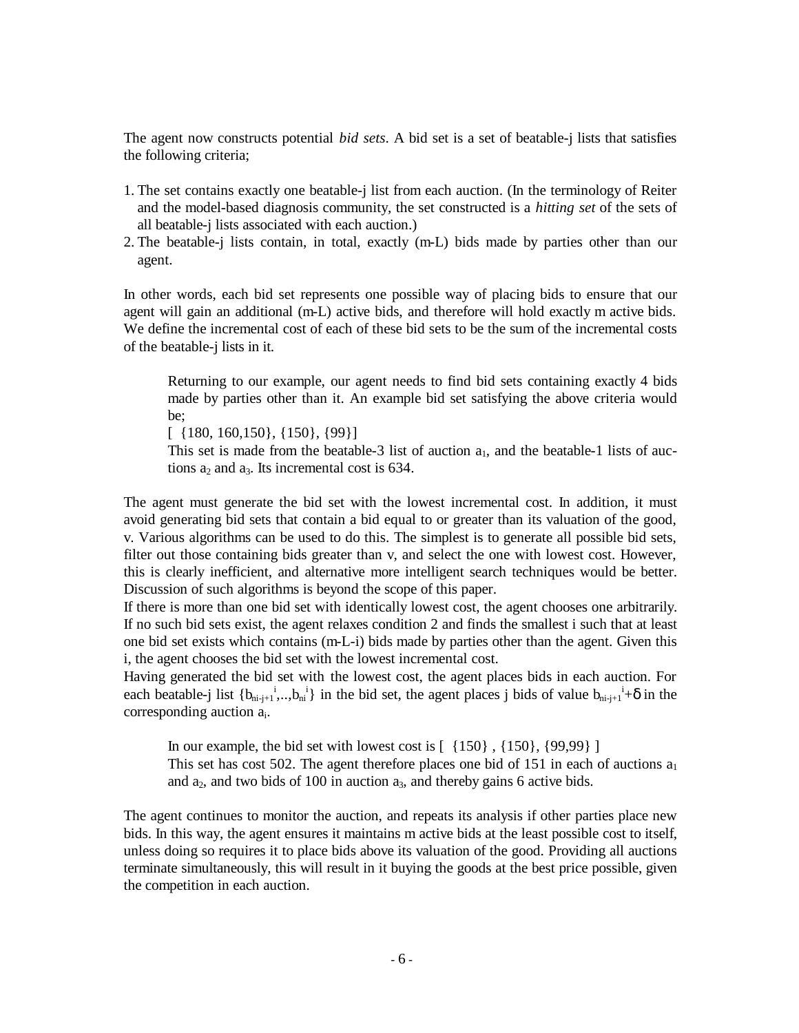The agent now constructs potential *bid sets*. A bid set is a set of beatable-j lists that satisfies the following criteria;

1. The set contains exactly one beatable-j list from each auction. (In the terminology of Reiter and the model-based diagnosis community, the set constructed is a *hitting set* of the sets of all beatable-j lists associated with each auction.)
2. The beatable-j lists contain, in total, exactly (m-L) bids made by parties other than our agent.

In other words, each bid set represents one possible way of placing bids to ensure that our agent will gain an additional (m-L) active bids, and therefore will hold exactly m active bids. We define the incremental cost of each of these bid sets to be the sum of the incremental costs of the beatable-j lists in it.

> Returning to our example, our agent needs to find bid sets containing exactly 4 bids made by parties other than it. An example bid set satisfying the above criteria would be;
>
> [ {180, 160,150}, {150}, {99}]
>
> This set is made from the beatable-3 list of auction $a_1$, and the beatable-1 lists of auctions $a_2$ and $a_3$. Its incremental cost is 634.

The agent must generate the bid set with the lowest incremental cost. In addition, it must avoid generating bid sets that contain a bid equal to or greater than its valuation of the good, v. Various algorithms can be used to do this. The simplest is to generate all possible bid sets, filter out those containing bids greater than v, and select the one with lowest cost. However, this is clearly inefficient, and alternative more intelligent search techniques would be better. Discussion of such algorithms is beyond the scope of this paper.

If there is more than one bid set with identically lowest cost, the agent chooses one arbitrarily. If no such bid sets exist, the agent relaxes condition 2 and finds the smallest i such that at least one bid set exists which contains (m-L-i) bids made by parties other than the agent. Given this i, the agent chooses the bid set with the lowest incremental cost.

Having generated the bid set with the lowest cost, the agent places bids in each auction. For each beatable-j list $\{b_{ni-j+1}^{i},..,b_{ni}^{i}\}$ in the bid set, the agent places j bids of value $b_{ni-j+1}^{i}+\delta$ in the corresponding auction $a_i$.

> In our example, the bid set with lowest cost is [ {150} , {150}, {99,99} ]
>
> This set has cost 502. The agent therefore places one bid of 151 in each of auctions $a_1$ and $a_2$, and two bids of 100 in auction $a_3$, and thereby gains 6 active bids.

The agent continues to monitor the auction, and repeats its analysis if other parties place new bids. In this way, the agent ensures it maintains m active bids at the least possible cost to itself, unless doing so requires it to place bids above its valuation of the good. Providing all auctions terminate simultaneously, this will result in it buying the goods at the best price possible, given the competition in each auction.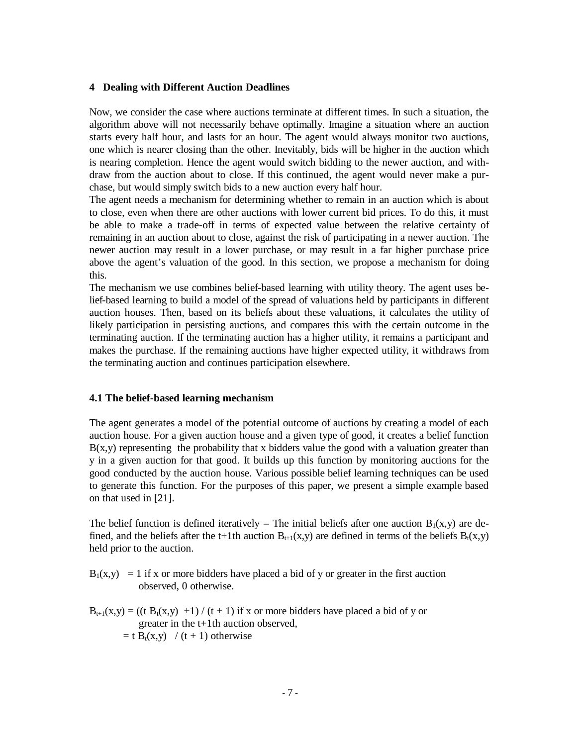## 4 Dealing with Different Auction Deadlines

Now, we consider the case where auctions terminate at different times. In such a situation, the algorithm above will not necessarily behave optimally. Imagine a situation where an auction starts every half hour, and lasts for an hour. The agent would always monitor two auctions, one which is nearer closing than the other. Inevitably, bids will be higher in the auction which is nearing completion. Hence the agent would switch bidding to the newer auction, and withdraw from the auction about to close. If this continued, the agent would never make a purchase, but would simply switch bids to a new auction every half hour.

The agent needs a mechanism for determining whether to remain in an auction which is about to close, even when there are other auctions with lower current bid prices. To do this, it must be able to make a trade-off in terms of expected value between the relative certainty of remaining in an auction about to close, against the risk of participating in a newer auction. The newer auction may result in a lower purchase, or may result in a far higher purchase price above the agent's valuation of the good. In this section, we propose a mechanism for doing this.

The mechanism we use combines belief-based learning with utility theory. The agent uses belief-based learning to build a model of the spread of valuations held by participants in different auction houses. Then, based on its beliefs about these valuations, it calculates the utility of likely participation in persisting auctions, and compares this with the certain outcome in the terminating auction. If the terminating auction has a higher utility, it remains a participant and makes the purchase. If the remaining auctions have higher expected utility, it withdraws from the terminating auction and continues participation elsewhere.

### 4.1 The belief-based learning mechanism

The agent generates a model of the potential outcome of auctions by creating a model of each auction house. For a given auction house and a given type of good, it creates a belief function $B(x,y)$ representing the probability that x bidders value the good with a valuation greater than y in a given auction for that good. It builds up this function by monitoring auctions for the good conducted by the auction house. Various possible belief learning techniques can be used to generate this function. For the purposes of this paper, we present a simple example based on that used in [21].

The belief function is defined iteratively – The initial beliefs after one auction $B_1(x,y)$ are defined, and the beliefs after the t+1th auction $B_{t+1}(x,y)$ are defined in terms of the beliefs $B_t(x,y)$ held prior to the auction.

$B_1(x,y) = 1$ if x or more bidders have placed a bid of y or greater in the first auction observed, 0 otherwise.

$B_{t+1}(x,y) = ((t\, B_t(x,y) + 1) / (t + 1)$ if x or more bidders have placed a bid of y or greater in the t+1th auction observed,

$= t\, B_t(x,y) \;/ (t + 1)$ otherwise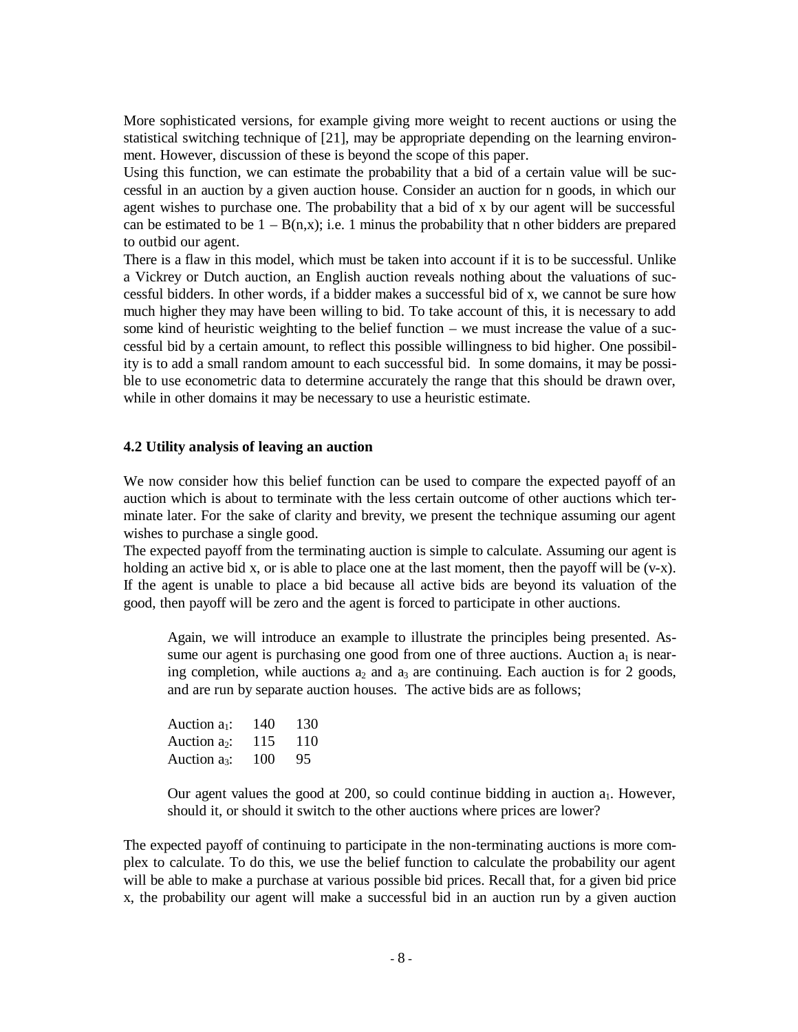More sophisticated versions, for example giving more weight to recent auctions or using the statistical switching technique of [21], may be appropriate depending on the learning environment. However, discussion of these is beyond the scope of this paper.

Using this function, we can estimate the probability that a bid of a certain value will be successful in an auction by a given auction house. Consider an auction for n goods, in which our agent wishes to purchase one. The probability that a bid of x by our agent will be successful can be estimated to be $1 - B(n,x)$; i.e. 1 minus the probability that n other bidders are prepared to outbid our agent.

There is a flaw in this model, which must be taken into account if it is to be successful. Unlike a Vickrey or Dutch auction, an English auction reveals nothing about the valuations of successful bidders. In other words, if a bidder makes a successful bid of x, we cannot be sure how much higher they may have been willing to bid. To take account of this, it is necessary to add some kind of heuristic weighting to the belief function – we must increase the value of a successful bid by a certain amount, to reflect this possible willingness to bid higher. One possibility is to add a small random amount to each successful bid. In some domains, it may be possible to use econometric data to determine accurately the range that this should be drawn over, while in other domains it may be necessary to use a heuristic estimate.

### 4.2 Utility analysis of leaving an auction

We now consider how this belief function can be used to compare the expected payoff of an auction which is about to terminate with the less certain outcome of other auctions which terminate later. For the sake of clarity and brevity, we present the technique assuming our agent wishes to purchase a single good.

The expected payoff from the terminating auction is simple to calculate. Assuming our agent is holding an active bid x, or is able to place one at the last moment, then the payoff will be (v-x). If the agent is unable to place a bid because all active bids are beyond its valuation of the good, then payoff will be zero and the agent is forced to participate in other auctions.

> Again, we will introduce an example to illustrate the principles being presented. Assume our agent is purchasing one good from one of three auctions. Auction $a_1$ is nearing completion, while auctions $a_2$ and $a_3$ are continuing. Each auction is for 2 goods, and are run by separate auction houses. The active bids are as follows;
>
> | | | |
> |---|---|---|
> | Auction $a_1$: | 140 | 130 |
> | Auction $a_2$: | 115 | 110 |
> | Auction $a_3$: | 100 | 95 |
>
> Our agent values the good at 200, so could continue bidding in auction $a_1$. However, should it, or should it switch to the other auctions where prices are lower?

The expected payoff of continuing to participate in the non-terminating auctions is more complex to calculate. To do this, we use the belief function to calculate the probability our agent will be able to make a purchase at various possible bid prices. Recall that, for a given bid price x, the probability our agent will make a successful bid in an auction run by a given auction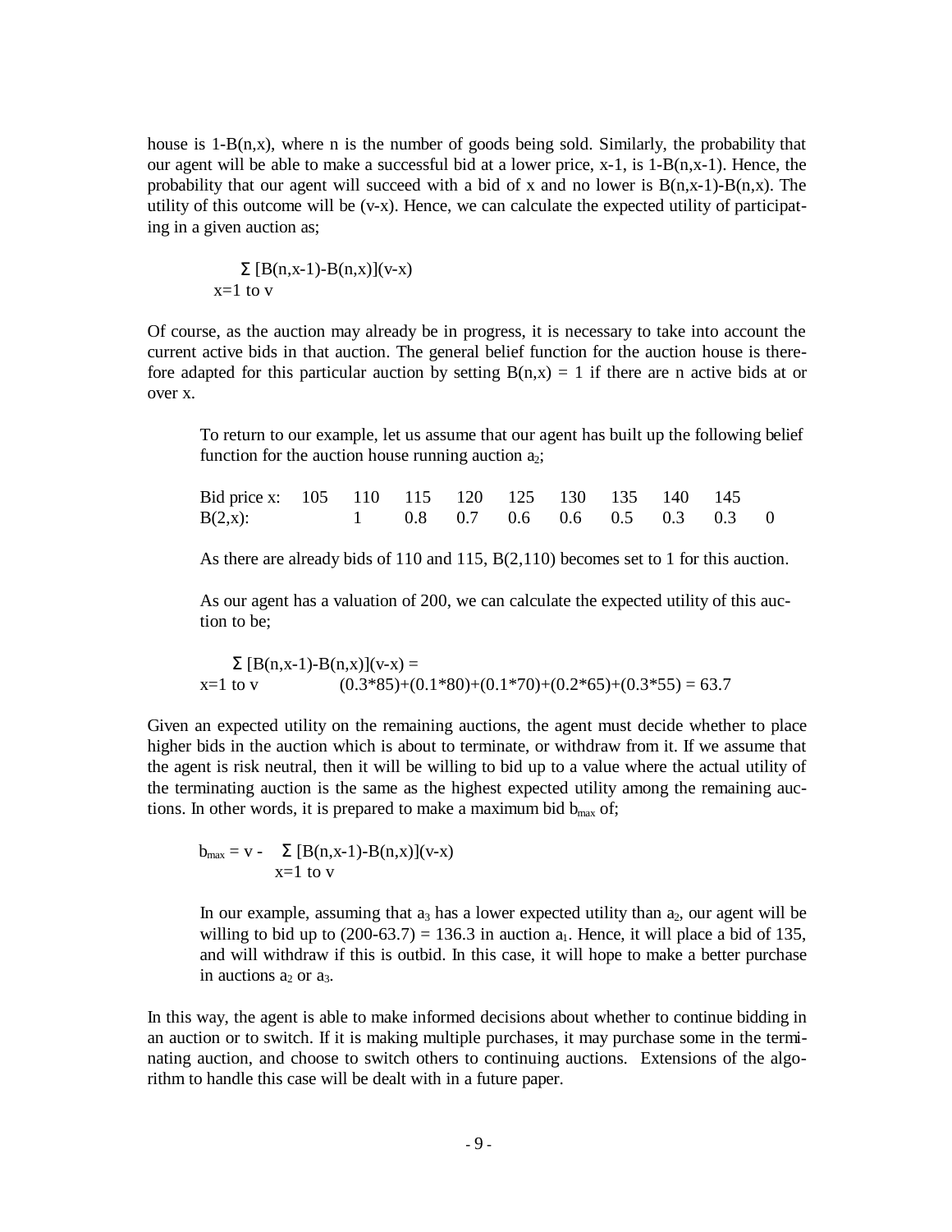house is 1-B(n,x), where n is the number of goods being sold. Similarly, the probability that our agent will be able to make a successful bid at a lower price, x-1, is 1-B(n,x-1). Hence, the probability that our agent will succeed with a bid of x and no lower is B(n,x-1)-B(n,x). The utility of this outcome will be (v-x). Hence, we can calculate the expected utility of participating in a given auction as;

$$\sum_{x=1 \text{ to } v} [B(n,x-1)-B(n,x)](v-x)$$

Of course, as the auction may already be in progress, it is necessary to take into account the current active bids in that auction. The general belief function for the auction house is therefore adapted for this particular auction by setting B(n,x) = 1 if there are n active bids at or over x.

> To return to our example, let us assume that our agent has built up the following belief function for the auction house running auction $a_2$;
>
> | Bid price x: | 105 | 110 | 115 | 120 | 125 | 130 | 135 | 140 | 145 |
> |---|---|---|---|---|---|---|---|---|---|
> | B(2,x): | | 1 | 0.8 | 0.7 | 0.6 | 0.6 | 0.5 | 0.3 | 0.3 | 0 |
>
> As there are already bids of 110 and 115, B(2,110) becomes set to 1 for this auction.
>
> As our agent has a valuation of 200, we can calculate the expected utility of this auction to be;
>
> $$\sum_{x=1 \text{ to } v} [B(n,x-1)-B(n,x)](v-x) = (0.3*85)+(0.1*80)+(0.1*70)+(0.2*65)+(0.3*55) = 63.7$$

Given an expected utility on the remaining auctions, the agent must decide whether to place higher bids in the auction which is about to terminate, or withdraw from it. If we assume that the agent is risk neutral, then it will be willing to bid up to a value where the actual utility of the terminating auction is the same as the highest expected utility among the remaining auctions. In other words, it is prepared to make a maximum bid $b_{max}$ of;

$$b_{max} = v - \sum_{x=1 \text{ to } v} [B(n,x-1)-B(n,x)](v-x)$$

> In our example, assuming that $a_3$ has a lower expected utility than $a_2$, our agent will be willing to bid up to (200-63.7) = 136.3 in auction $a_1$. Hence, it will place a bid of 135, and will withdraw if this is outbid. In this case, it will hope to make a better purchase in auctions $a_2$ or $a_3$.

In this way, the agent is able to make informed decisions about whether to continue bidding in an auction or to switch. If it is making multiple purchases, it may purchase some in the terminating auction, and choose to switch others to continuing auctions. Extensions of the algorithm to handle this case will be dealt with in a future paper.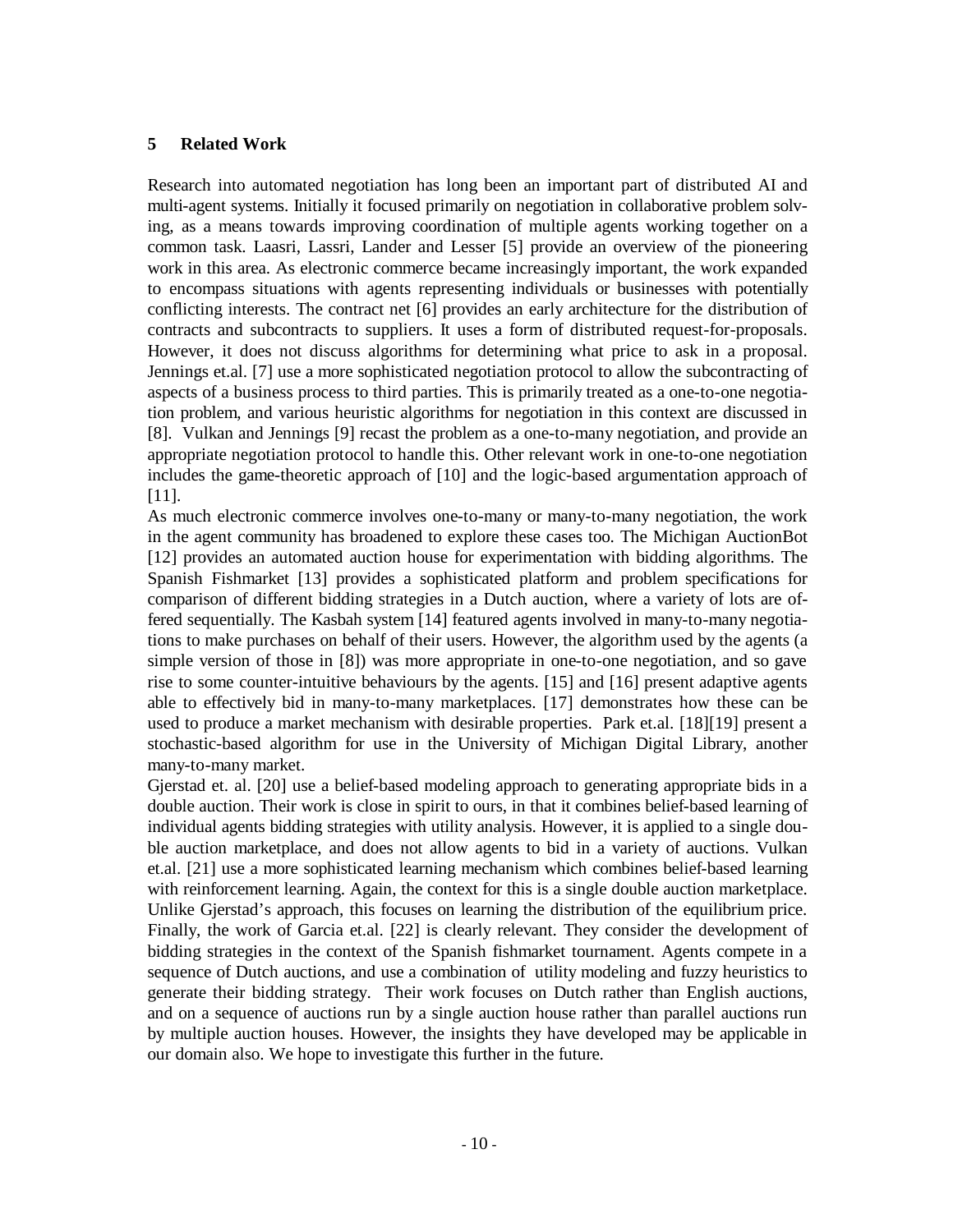## 5 Related Work

Research into automated negotiation has long been an important part of distributed AI and multi-agent systems. Initially it focused primarily on negotiation in collaborative problem solving, as a means towards improving coordination of multiple agents working together on a common task. Laasri, Lassri, Lander and Lesser [5] provide an overview of the pioneering work in this area. As electronic commerce became increasingly important, the work expanded to encompass situations with agents representing individuals or businesses with potentially conflicting interests. The contract net [6] provides an early architecture for the distribution of contracts and subcontracts to suppliers. It uses a form of distributed request-for-proposals. However, it does not discuss algorithms for determining what price to ask in a proposal. Jennings et.al. [7] use a more sophisticated negotiation protocol to allow the subcontracting of aspects of a business process to third parties. This is primarily treated as a one-to-one negotiation problem, and various heuristic algorithms for negotiation in this context are discussed in [8]. Vulkan and Jennings [9] recast the problem as a one-to-many negotiation, and provide an appropriate negotiation protocol to handle this. Other relevant work in one-to-one negotiation includes the game-theoretic approach of [10] and the logic-based argumentation approach of [11].

As much electronic commerce involves one-to-many or many-to-many negotiation, the work in the agent community has broadened to explore these cases too. The Michigan AuctionBot [12] provides an automated auction house for experimentation with bidding algorithms. The Spanish Fishmarket [13] provides a sophisticated platform and problem specifications for comparison of different bidding strategies in a Dutch auction, where a variety of lots are offered sequentially. The Kasbah system [14] featured agents involved in many-to-many negotiations to make purchases on behalf of their users. However, the algorithm used by the agents (a simple version of those in [8]) was more appropriate in one-to-one negotiation, and so gave rise to some counter-intuitive behaviours by the agents. [15] and [16] present adaptive agents able to effectively bid in many-to-many marketplaces. [17] demonstrates how these can be used to produce a market mechanism with desirable properties. Park et.al. [18][19] present a stochastic-based algorithm for use in the University of Michigan Digital Library, another many-to-many market.

Gjerstad et. al. [20] use a belief-based modeling approach to generating appropriate bids in a double auction. Their work is close in spirit to ours, in that it combines belief-based learning of individual agents bidding strategies with utility analysis. However, it is applied to a single double auction marketplace, and does not allow agents to bid in a variety of auctions. Vulkan et.al. [21] use a more sophisticated learning mechanism which combines belief-based learning with reinforcement learning. Again, the context for this is a single double auction marketplace. Unlike Gjerstad's approach, this focuses on learning the distribution of the equilibrium price. Finally, the work of Garcia et.al. [22] is clearly relevant. They consider the development of bidding strategies in the context of the Spanish fishmarket tournament. Agents compete in a sequence of Dutch auctions, and use a combination of utility modeling and fuzzy heuristics to generate their bidding strategy. Their work focuses on Dutch rather than English auctions, and on a sequence of auctions run by a single auction house rather than parallel auctions run by multiple auction houses. However, the insights they have developed may be applicable in our domain also. We hope to investigate this further in the future.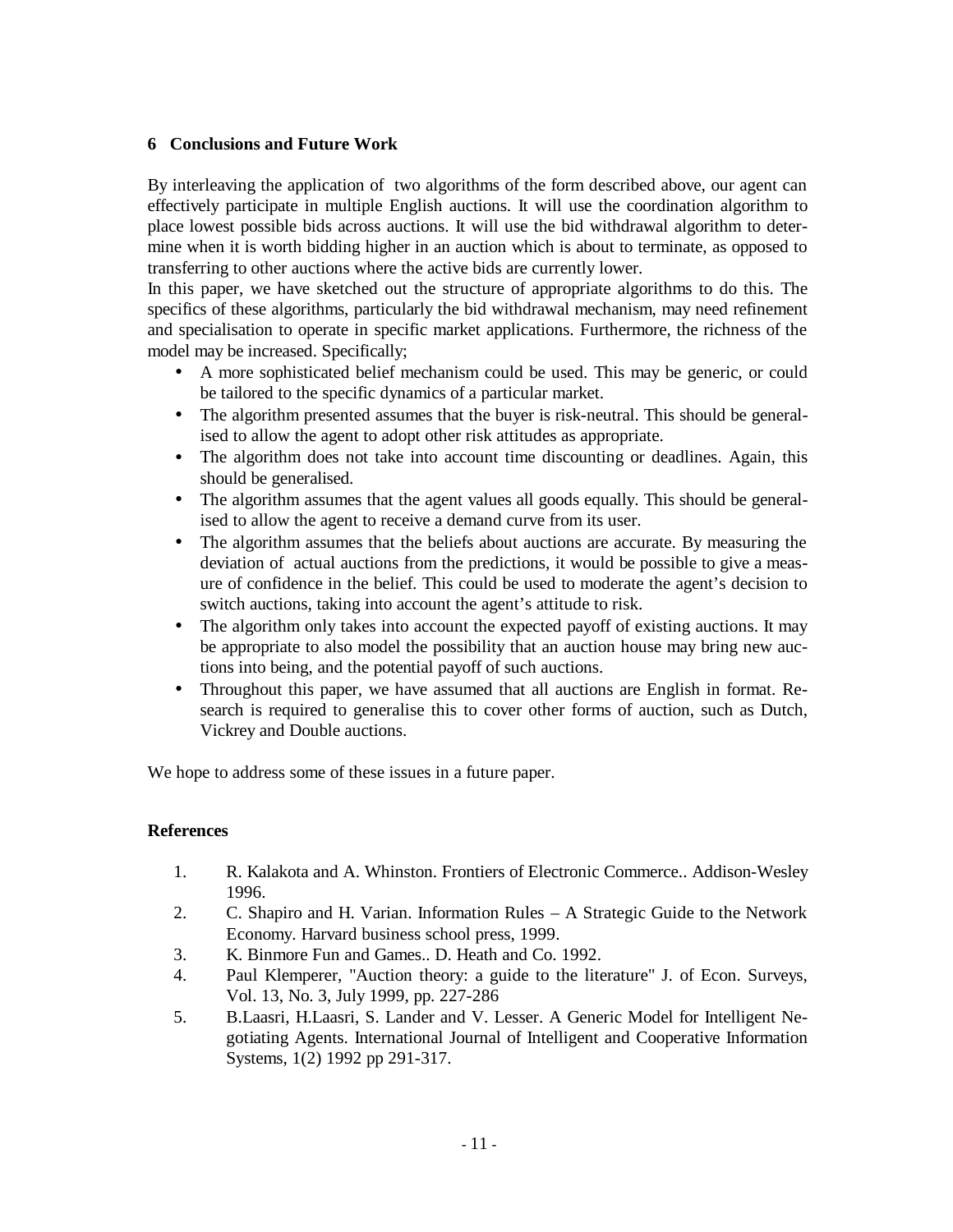## 6 Conclusions and Future Work

By interleaving the application of two algorithms of the form described above, our agent can effectively participate in multiple English auctions. It will use the coordination algorithm to place lowest possible bids across auctions. It will use the bid withdrawal algorithm to determine when it is worth bidding higher in an auction which is about to terminate, as opposed to transferring to other auctions where the active bids are currently lower.

In this paper, we have sketched out the structure of appropriate algorithms to do this. The specifics of these algorithms, particularly the bid withdrawal mechanism, may need refinement and specialisation to operate in specific market applications. Furthermore, the richness of the model may be increased. Specifically;

- A more sophisticated belief mechanism could be used. This may be generic, or could be tailored to the specific dynamics of a particular market.
- The algorithm presented assumes that the buyer is risk-neutral. This should be generalised to allow the agent to adopt other risk attitudes as appropriate.
- The algorithm does not take into account time discounting or deadlines. Again, this should be generalised.
- The algorithm assumes that the agent values all goods equally. This should be generalised to allow the agent to receive a demand curve from its user.
- The algorithm assumes that the beliefs about auctions are accurate. By measuring the deviation of actual auctions from the predictions, it would be possible to give a measure of confidence in the belief. This could be used to moderate the agent's decision to switch auctions, taking into account the agent's attitude to risk.
- The algorithm only takes into account the expected payoff of existing auctions. It may be appropriate to also model the possibility that an auction house may bring new auctions into being, and the potential payoff of such auctions.
- Throughout this paper, we have assumed that all auctions are English in format. Research is required to generalise this to cover other forms of auction, such as Dutch, Vickrey and Double auctions.

We hope to address some of these issues in a future paper.

### References

1. R. Kalakota and A. Whinston. Frontiers of Electronic Commerce.. Addison-Wesley 1996.
2. C. Shapiro and H. Varian. Information Rules – A Strategic Guide to the Network Economy. Harvard business school press, 1999.
3. K. Binmore Fun and Games.. D. Heath and Co. 1992.
4. Paul Klemperer, "Auction theory: a guide to the literature" J. of Econ. Surveys, Vol. 13, No. 3, July 1999, pp. 227-286
5. B.Laasri, H.Laasri, S. Lander and V. Lesser. A Generic Model for Intelligent Negotiating Agents. International Journal of Intelligent and Cooperative Information Systems, 1(2) 1992 pp 291-317.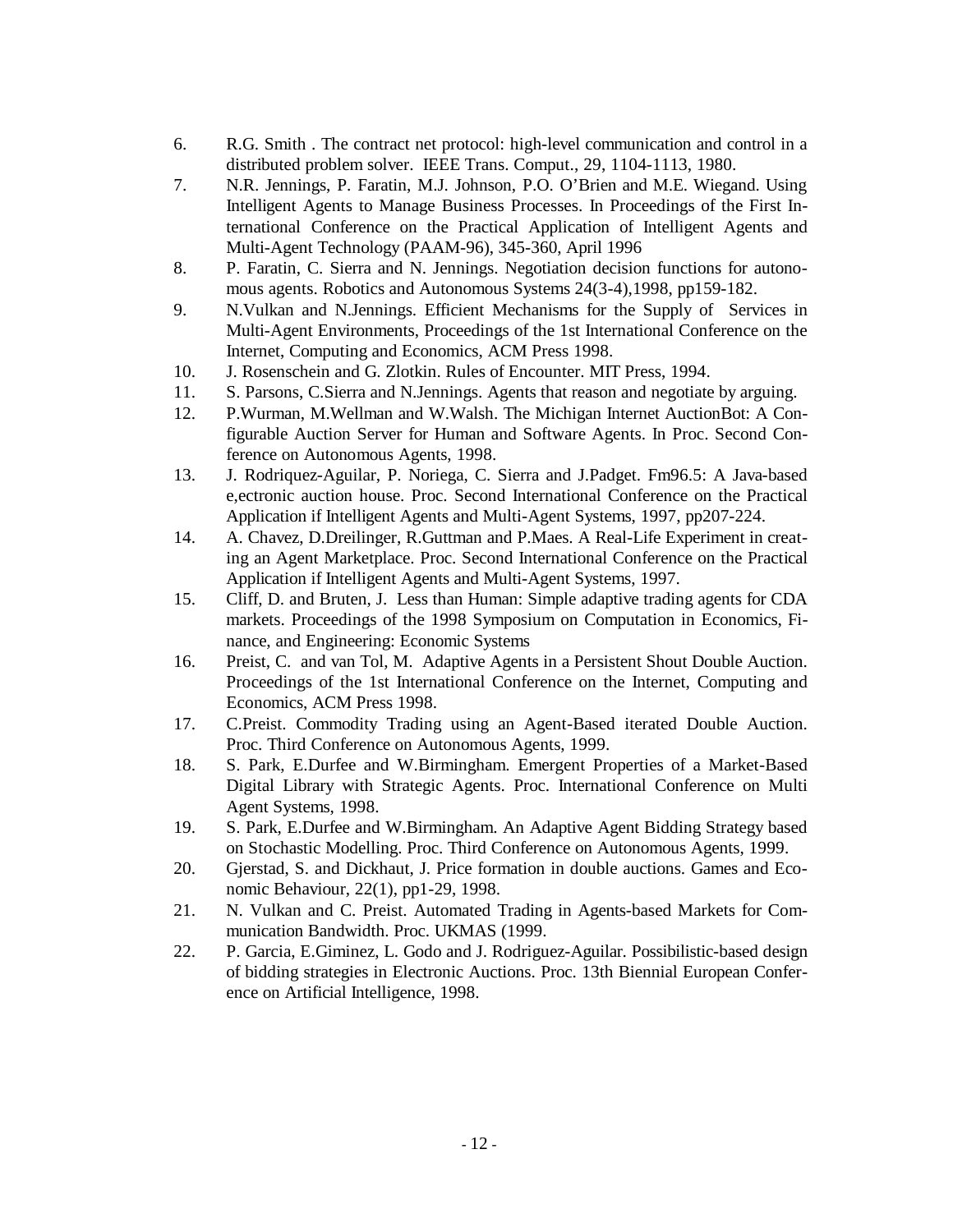6. R.G. Smith . The contract net protocol: high-level communication and control in a distributed problem solver. IEEE Trans. Comput., 29, 1104-1113, 1980.
7. N.R. Jennings, P. Faratin, M.J. Johnson, P.O. O'Brien and M.E. Wiegand. Using Intelligent Agents to Manage Business Processes. In Proceedings of the First International Conference on the Practical Application of Intelligent Agents and Multi-Agent Technology (PAAM-96), 345-360, April 1996
8. P. Faratin, C. Sierra and N. Jennings. Negotiation decision functions for autonomous agents. Robotics and Autonomous Systems 24(3-4),1998, pp159-182.
9. N.Vulkan and N.Jennings. Efficient Mechanisms for the Supply of Services in Multi-Agent Environments, Proceedings of the 1st International Conference on the Internet, Computing and Economics, ACM Press 1998.
10. J. Rosenschein and G. Zlotkin. Rules of Encounter. MIT Press, 1994.
11. S. Parsons, C.Sierra and N.Jennings. Agents that reason and negotiate by arguing.
12. P.Wurman, M.Wellman and W.Walsh. The Michigan Internet AuctionBot: A Configurable Auction Server for Human and Software Agents. In Proc. Second Conference on Autonomous Agents, 1998.
13. J. Rodriquez-Aguilar, P. Noriega, C. Sierra and J.Padget. Fm96.5: A Java-based e,ectronic auction house. Proc. Second International Conference on the Practical Application if Intelligent Agents and Multi-Agent Systems, 1997, pp207-224.
14. A. Chavez, D.Dreilinger, R.Guttman and P.Maes. A Real-Life Experiment in creating an Agent Marketplace. Proc. Second International Conference on the Practical Application if Intelligent Agents and Multi-Agent Systems, 1997.
15. Cliff, D. and Bruten, J. Less than Human: Simple adaptive trading agents for CDA markets. Proceedings of the 1998 Symposium on Computation in Economics, Finance, and Engineering: Economic Systems
16. Preist, C. and van Tol, M. Adaptive Agents in a Persistent Shout Double Auction. Proceedings of the 1st International Conference on the Internet, Computing and Economics, ACM Press 1998.
17. C.Preist. Commodity Trading using an Agent-Based iterated Double Auction. Proc. Third Conference on Autonomous Agents, 1999.
18. S. Park, E.Durfee and W.Birmingham. Emergent Properties of a Market-Based Digital Library with Strategic Agents. Proc. International Conference on Multi Agent Systems, 1998.
19. S. Park, E.Durfee and W.Birmingham. An Adaptive Agent Bidding Strategy based on Stochastic Modelling. Proc. Third Conference on Autonomous Agents, 1999.
20. Gjerstad, S. and Dickhaut, J. Price formation in double auctions. Games and Economic Behaviour, 22(1), pp1-29, 1998.
21. N. Vulkan and C. Preist. Automated Trading in Agents-based Markets for Communication Bandwidth. Proc. UKMAS (1999.
22. P. Garcia, E.Giminez, L. Godo and J. Rodriguez-Aguilar. Possibilistic-based design of bidding strategies in Electronic Auctions. Proc. 13th Biennial European Conference on Artificial Intelligence, 1998.